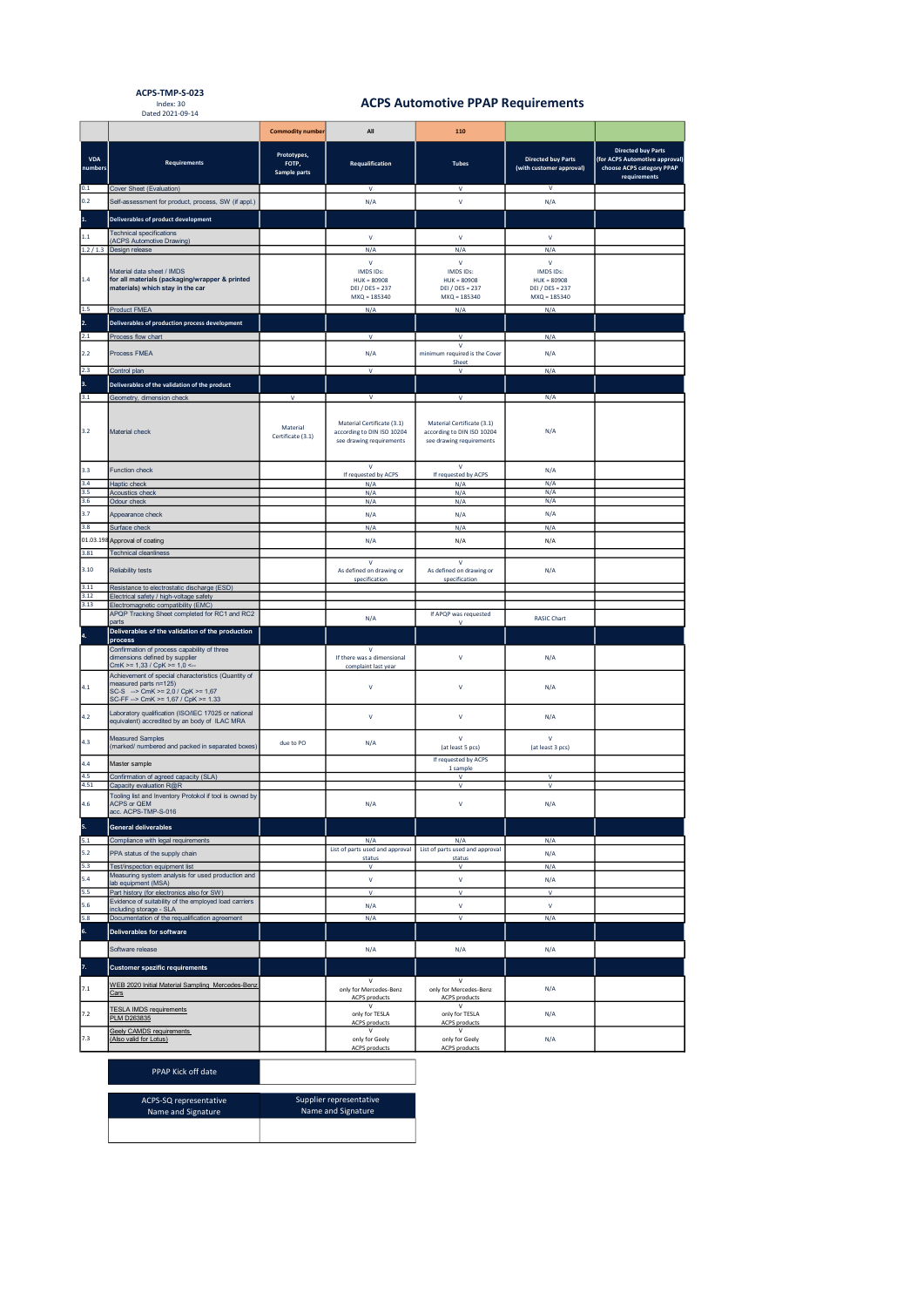ACPS-TMP-S-023
Index: 30
Dated 2021-09-14

# ACPS Automotive PPAP Requirements

| | | Commodity number | All | 110 | | |
|---|---|---|---|---|---|---|
| VDA numbers | Requirements | Prototypes, FOTP, Sample parts | Requalification | Tubes | Directed buy Parts (with customer approval) | Directed buy Parts (for ACPS Automotive approval) choose ACPS category PPAP requirements |
| 0.1 | Cover Sheet (Evaluation) | | V | V | V | |
| 0.2 | Self-assessment for product, process, SW (if appl.) | | N/A | V | N/A | |
| 1. | **Deliverables of product development** | | | | | |
| 1.1 | Technical specifications (ACPS Automotive Drawing) | | V | V | V | |
| 1.2 / 1.3 | Design release | | N/A | N/A | N/A | |
| 1.4 | Material data sheet / IMDS **for all materials (packaging/wrapper & printed materials) which stay in the car** | | V IMDS IDs: HUK = 80908 DEI / DES = 237 MXQ = 185340 | V IMDS IDs: HUK = 80908 DEI / DES = 237 MXQ = 185340 | V IMDS IDs: HUK = 80908 DEI / DES = 237 MXQ = 185340 | |
| 1.5 | Product FMEA | | N/A | N/A | N/A | |
| 2. | **Deliverables of production process development** | | | | | |
| 2.1 | Process flow chart | | V | V | N/A | |
| 2.2 | Process FMEA | | N/A | V minimum required is the Cover Sheet | N/A | |
| 2.3 | Control plan | | V | V | N/A | |
| 3. | **Deliverables of the validation of the product** | | | | | |
| 3.1 | Geometry, dimension check | V | V | V | N/A | |
| 3.2 | Material check | Material Certificate (3.1) | Material Certificate (3.1) according to DIN ISO 10204 see drawing requirements | Material Certificate (3.1) according to DIN ISO 10204 see drawing requirements | N/A | |
| 3.3 | Function check | | V If requested by ACPS | V If requested by ACPS | N/A | |
| 3.4 | Haptic check | | N/A | N/A | N/A | |
| 3.5 | Acoustics check | | N/A | N/A | N/A | |
| 3.6 | Odour check | | N/A | N/A | N/A | |
| 3.7 | Appearance check | | N/A | N/A | N/A | |
| 3.8 | Surface check | | N/A | N/A | N/A | |
| 01.03.198 | Approval of coating | | N/A | N/A | N/A | |
| 3.81 | Technical cleanliness | | | | | |
| 3.10 | Reliability tests | | V As defined on drawing or specification | V As defined on drawing or specification | N/A | |
| 3.11 | Resistance to electrostatic discharge (ESD) | | | | | |
| 3.12 | Electrical safety / high-voltage safety | | | | | |
| 3.13 | Electromagnetic compatibility (EMC) | | | | | |
| | APQP Tracking Sheet completed for RC1 and RC2 parts | | N/A | If APQP was requested V | RASIC Chart | |
| 4. | **Deliverables of the validation of the production process** | | | | | |
| | Confirmation of process capability of three dimensions defined by supplier CmK >= 1,33 / CpK >= 1,0 <= | | V If there was a dimensional complaint last year | V | N/A | |
| 4.1 | Achievement of special characteristics (Quantity of measured parts n=125) SC-S --> CmK >= 2,0 / CpK >= 1,67 SC-FF --> CmK >= 1,67 / CpK >= 1.33 | | V | V | N/A | |
| 4.2 | Laboratory qualification (ISO/IEC 17025 or national equivalent) accredited by an body of ILAC MRA | | V | V | N/A | |
| 4.3 | Measured Samples (marked/ numbered and packed in separated boxes) | due to PO | N/A | V (at least 5 pcs) | V (at least 3 pcs) | |
| 4.4 | Master sample | | | If requested by ACPS 1 sample | | |
| 4.5 | Confirmation of agreed capacity (SLA) | | | V | V | |
| 4.51 | Capacity evaluation R@R | | | V | V | |
| 4.6 | Tooling list and Inventory Protokol if tool is owned by ACPS or OEM acc. ACPS-TMP-S-016 | | N/A | V | N/A | |
| 5. | **General deliverables** | | | | | |
| 5.1 | Compliance with legal requirements | | N/A | N/A | N/A | |
| 5.2 | PPA status of the supply chain | | List of parts used and approval status | List of parts used and approval status | N/A | |
| 5.3 | Test/inspection equipment list | | V | V | N/A | |
| 5.4 | Measuring system analysis for used production and lab equipment (MSA) | | V | V | N/A | |
| 5.5 | Part history (for electronics also for SW) | | V | V | V | |
| 5.6 | Evidence of suitability of the employed load carriers including storage - SLA | | N/A | V | V | |
| 5.8 | Documentation of the requalification agreement | | N/A | V | N/A | |
| 6. | **Deliverables for software** | | | | | |
| | Software release | | N/A | N/A | N/A | |
| 7. | **Customer spezific requirements** | | | | | |
| 7.1 | WEB 2020 Initial Material Sampling Mercedes-Benz Cars | | V only for Mercedes-Benz ACPS products | V only for Mercedes-Benz ACPS products | N/A | |
| 7.2 | TESLA IMDS requirements PLM D263635 | | V only for TESLA ACPS products | V only for TESLA ACPS products | N/A | |
| 7.3 | Geely CAMDS requirements (Also valid for Lotus) | | V only for Geely ACPS products | V only for Geely ACPS products | N/A | |

| PPAP Kick off date | |
|---|---|

| ACPS-SQ representative Name and Signature | Supplier representative Name and Signature |
|---|---|
| | |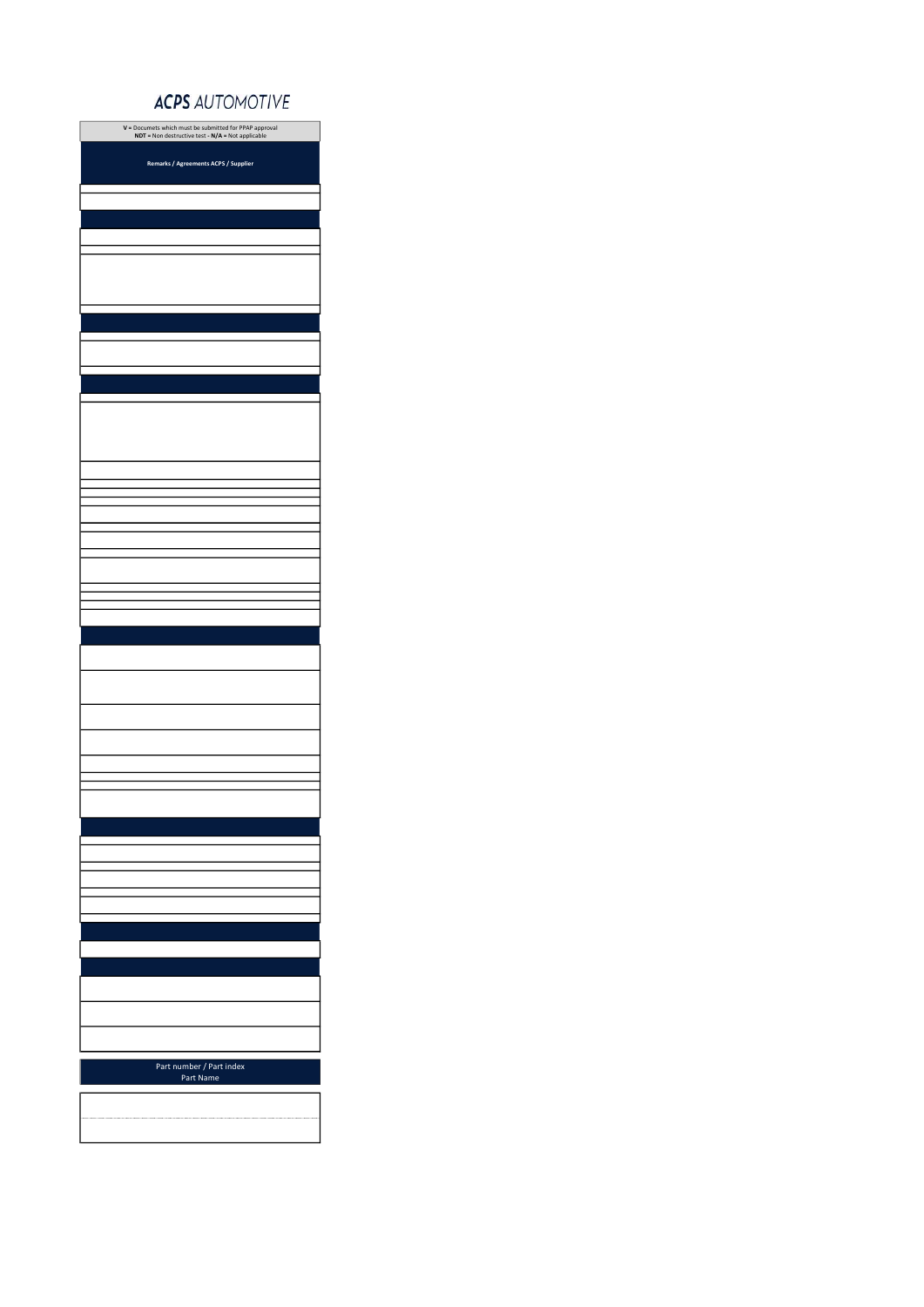ACPS AUTOMOTIVE

**V** = Documets which must be submitted for PPAP approval
**NDT** = Non destructive test - **N/A** = Not applicable

**Remarks / Agreements ACPS / Supplier**

Part number / Part index
Part Name